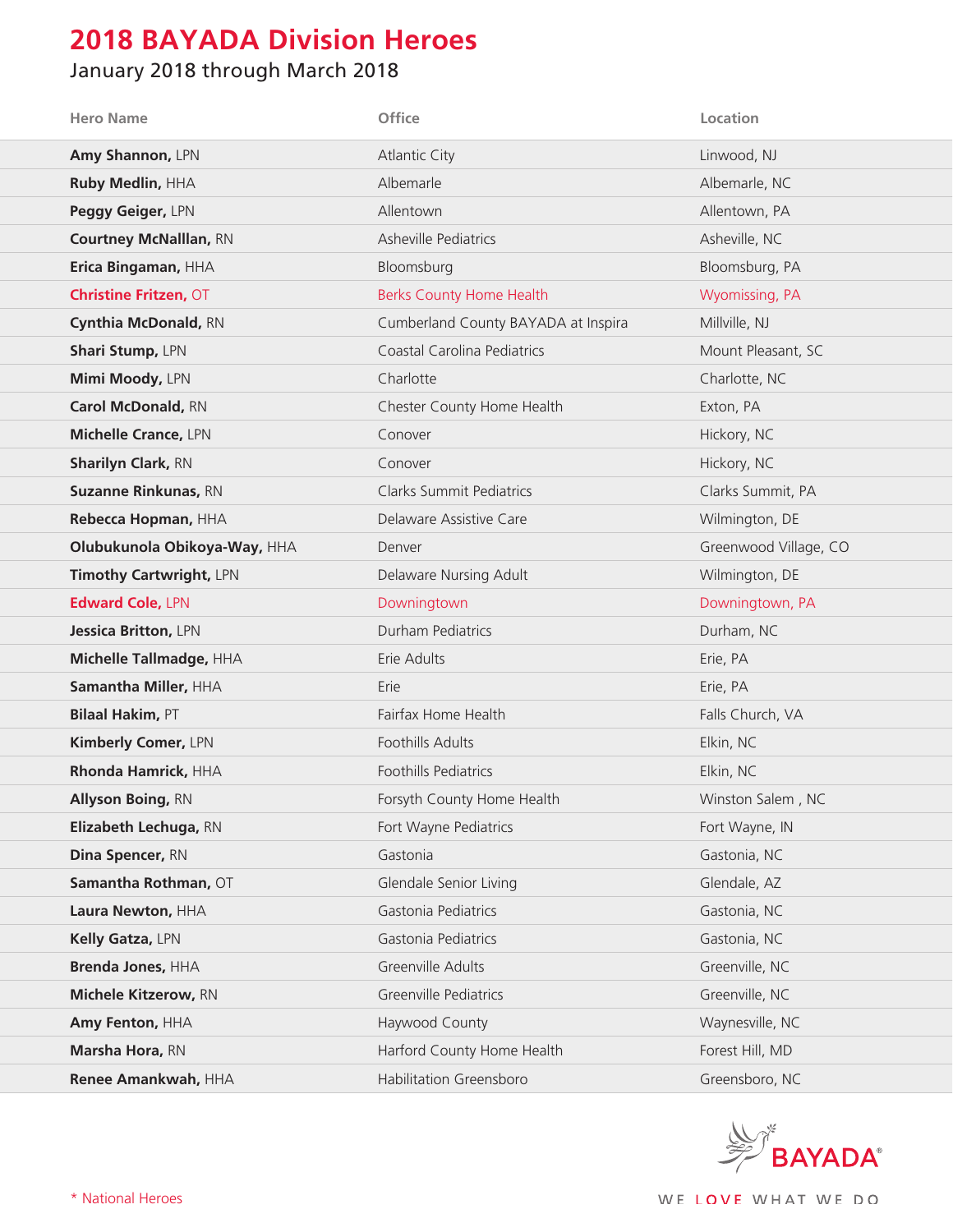# 2018 BAYADA Division Heroes

January 2018 through March 2018

| Hero Name | Office | Location |
|---|---|---|
| **Amy Shannon,** LPN | Atlantic City | Linwood, NJ |
| **Ruby Medlin,** HHA | Albemarle | Albemarle, NC |
| **Peggy Geiger,** LPN | Allentown | Allentown, PA |
| **Courtney McNalllan,** RN | Asheville Pediatrics | Asheville, NC |
| **Erica Bingaman,** HHA | Bloomsburg | Bloomsburg, PA |
| **Christine Fritzen,** OT | Berks County Home Health | Wyomissing, PA |
| **Cynthia McDonald,** RN | Cumberland County BAYADA at Inspira | Millville, NJ |
| **Shari Stump,** LPN | Coastal Carolina Pediatrics | Mount Pleasant, SC |
| **Mimi Moody,** LPN | Charlotte | Charlotte, NC |
| **Carol McDonald,** RN | Chester County Home Health | Exton, PA |
| **Michelle Crance,** LPN | Conover | Hickory, NC |
| **Sharilyn Clark,** RN | Conover | Hickory, NC |
| **Suzanne Rinkunas,** RN | Clarks Summit Pediatrics | Clarks Summit, PA |
| **Rebecca Hopman,** HHA | Delaware Assistive Care | Wilmington, DE |
| **Olubukunola Obikoya-Way,** HHA | Denver | Greenwood Village, CO |
| **Timothy Cartwright,** LPN | Delaware Nursing Adult | Wilmington, DE |
| **Edward Cole,** LPN | Downingtown | Downingtown, PA |
| **Jessica Britton,** LPN | Durham Pediatrics | Durham, NC |
| **Michelle Tallmadge,** HHA | Erie Adults | Erie, PA |
| **Samantha Miller,** HHA | Erie | Erie, PA |
| **Bilaal Hakim,** PT | Fairfax Home Health | Falls Church, VA |
| **Kimberly Comer,** LPN | Foothills Adults | Elkin, NC |
| **Rhonda Hamrick,** HHA | Foothills Pediatrics | Elkin, NC |
| **Allyson Boing,** RN | Forsyth County Home Health | Winston Salem , NC |
| **Elizabeth Lechuga,** RN | Fort Wayne Pediatrics | Fort Wayne, IN |
| **Dina Spencer,** RN | Gastonia | Gastonia, NC |
| **Samantha Rothman,** OT | Glendale Senior Living | Glendale, AZ |
| **Laura Newton,** HHA | Gastonia Pediatrics | Gastonia, NC |
| **Kelly Gatza,** LPN | Gastonia Pediatrics | Gastonia, NC |
| **Brenda Jones,** HHA | Greenville Adults | Greenville, NC |
| **Michele Kitzerow,** RN | Greenville Pediatrics | Greenville, NC |
| **Amy Fenton,** HHA | Haywood County | Waynesville, NC |
| **Marsha Hora,** RN | Harford County Home Health | Forest Hill, MD |
| **Renee Amankwah,** HHA | Habilitation Greensboro | Greensboro, NC |

* National Heroes

BAYADA®

WE LOVE WHAT WE DO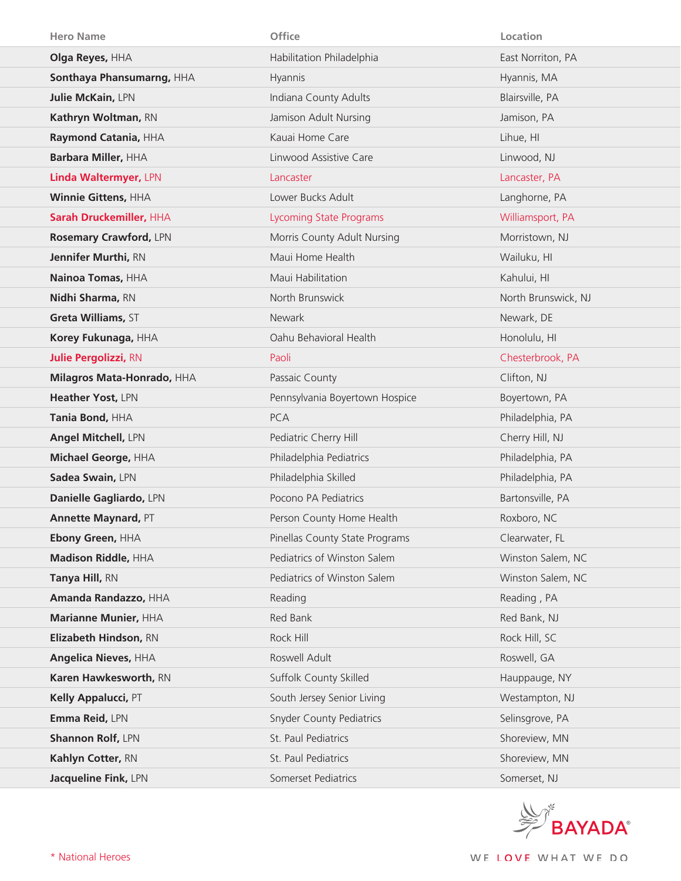| Hero Name | Office | Location |
|---|---|---|
| **Olga Reyes,** HHA | Habilitation Philadelphia | East Norriton, PA |
| **Sonthaya Phansumarng,** HHA | Hyannis | Hyannis, MA |
| **Julie McKain,** LPN | Indiana County Adults | Blairsville, PA |
| **Kathryn Woltman,** RN | Jamison Adult Nursing | Jamison, PA |
| **Raymond Catania,** HHA | Kauai Home Care | Lihue, HI |
| **Barbara Miller,** HHA | Linwood Assistive Care | Linwood, NJ |
| **Linda Waltermyer,** LPN | Lancaster | Lancaster, PA |
| **Winnie Gittens,** HHA | Lower Bucks Adult | Langhorne, PA |
| **Sarah Druckemiller,** HHA | Lycoming State Programs | Williamsport, PA |
| **Rosemary Crawford,** LPN | Morris County Adult Nursing | Morristown, NJ |
| **Jennifer Murthi,** RN | Maui Home Health | Wailuku, HI |
| **Nainoa Tomas,** HHA | Maui Habilitation | Kahului, HI |
| **Nidhi Sharma,** RN | North Brunswick | North Brunswick, NJ |
| **Greta Williams,** ST | Newark | Newark, DE |
| **Korey Fukunaga,** HHA | Oahu Behavioral Health | Honolulu, HI |
| **Julie Pergolizzi,** RN | Paoli | Chesterbrook, PA |
| **Milagros Mata-Honrado,** HHA | Passaic County | Clifton, NJ |
| **Heather Yost,** LPN | Pennsylvania Boyertown Hospice | Boyertown, PA |
| **Tania Bond,** HHA | PCA | Philadelphia, PA |
| **Angel Mitchell,** LPN | Pediatric Cherry Hill | Cherry Hill, NJ |
| **Michael George,** HHA | Philadelphia Pediatrics | Philadelphia, PA |
| **Sadea Swain,** LPN | Philadelphia Skilled | Philadelphia, PA |
| **Danielle Gagliardo,** LPN | Pocono PA Pediatrics | Bartonsville, PA |
| **Annette Maynard,** PT | Person County Home Health | Roxboro, NC |
| **Ebony Green,** HHA | Pinellas County State Programs | Clearwater, FL |
| **Madison Riddle,** HHA | Pediatrics of Winston Salem | Winston Salem, NC |
| **Tanya Hill,** RN | Pediatrics of Winston Salem | Winston Salem, NC |
| **Amanda Randazzo,** HHA | Reading | Reading , PA |
| **Marianne Munier,** HHA | Red Bank | Red Bank, NJ |
| **Elizabeth Hindson,** RN | Rock Hill | Rock Hill, SC |
| **Angelica Nieves,** HHA | Roswell Adult | Roswell, GA |
| **Karen Hawkesworth,** RN | Suffolk County Skilled | Hauppauge, NY |
| **Kelly Appalucci,** PT | South Jersey Senior Living | Westampton, NJ |
| **Emma Reid,** LPN | Snyder County Pediatrics | Selinsgrove, PA |
| **Shannon Rolf,** LPN | St. Paul Pediatrics | Shoreview, MN |
| **Kahlyn Cotter,** RN | St. Paul Pediatrics | Shoreview, MN |
| **Jacqueline Fink,** LPN | Somerset Pediatrics | Somerset, NJ |

\* National Heroes

BAYADA®

WE LOVE WHAT WE DO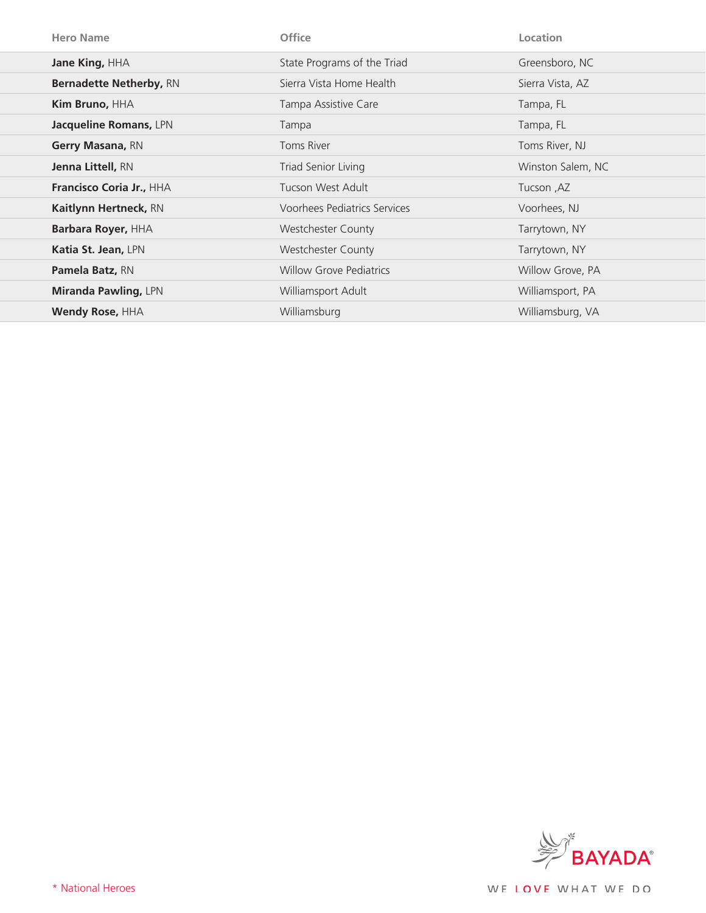| Hero Name | Office | Location |
|---|---|---|
| **Jane King,** HHA | State Programs of the Triad | Greensboro, NC |
| **Bernadette Netherby,** RN | Sierra Vista Home Health | Sierra Vista, AZ |
| **Kim Bruno,** HHA | Tampa Assistive Care | Tampa, FL |
| **Jacqueline Romans,** LPN | Tampa | Tampa, FL |
| **Gerry Masana,** RN | Toms River | Toms River, NJ |
| **Jenna Littell,** RN | Triad Senior Living | Winston Salem, NC |
| **Francisco Coria Jr.,** HHA | Tucson West Adult | Tucson ,AZ |
| **Kaitlynn Hertneck,** RN | Voorhees Pediatrics Services | Voorhees, NJ |
| **Barbara Royer,** HHA | Westchester County | Tarrytown, NY |
| **Katia St. Jean,** LPN | Westchester County | Tarrytown, NY |
| **Pamela Batz,** RN | Willow Grove Pediatrics | Willow Grove, PA |
| **Miranda Pawling,** LPN | Williamsport Adult | Williamsport, PA |
| **Wendy Rose,** HHA | Williamsburg | Williamsburg, VA |

* National Heroes

BAYADA®

WE LOVE WHAT WE DO